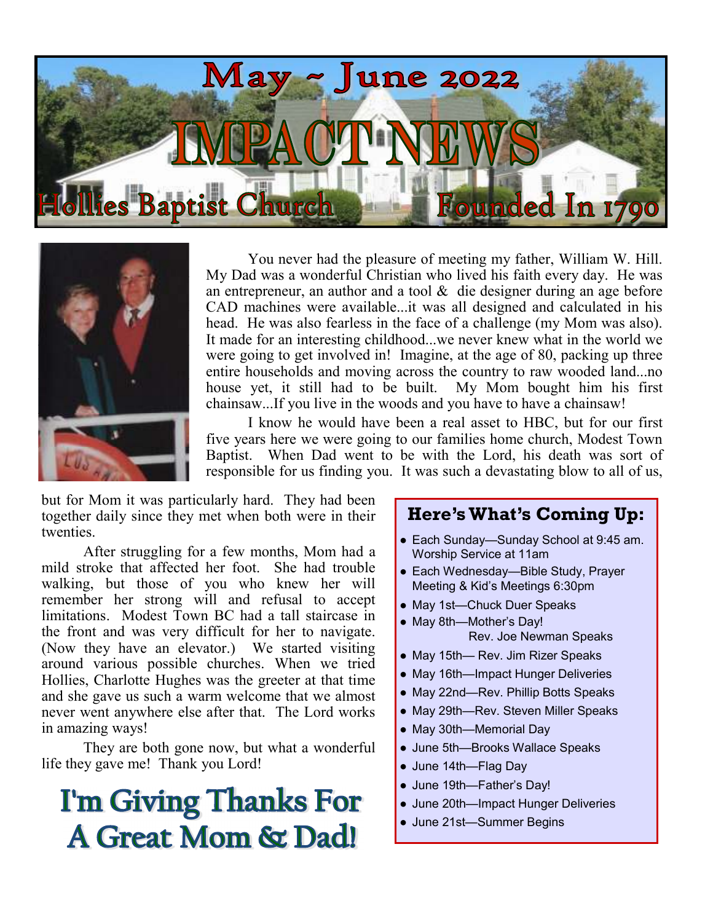# May ~ June 2022

# IMPACT NEWS

## Hollies Baptist Church — Founded In 1790

You never had the pleasure of meeting my father, William W. Hill. My Dad was a wonderful Christian who lived his faith every day. He was an entrepreneur, an author and a tool & die designer during an age before CAD machines were available...it was all designed and calculated in his head. He was also fearless in the face of a challenge (my Mom was also). It made for an interesting childhood...we never knew what in the world we were going to get involved in! Imagine, at the age of 80, packing up three entire households and moving across the country to raw wooded land...no house yet, it still had to be built. My Mom bought him his first chainsaw...If you live in the woods and you have to have a chainsaw!

I know he would have been a real asset to HBC, but for our first five years here we were going to our families home church, Modest Town Baptist. When Dad went to be with the Lord, his death was sort of responsible for us finding you. It was such a devastating blow to all of us, but for Mom it was particularly hard. They had been together daily since they met when both were in their twenties.

After struggling for a few months, Mom had a mild stroke that affected her foot. She had trouble walking, but those of you who knew her will remember her strong will and refusal to accept limitations. Modest Town BC had a tall staircase in the front and was very difficult for her to navigate. (Now they have an elevator.) We started visiting around various possible churches. When we tried Hollies, Charlotte Hughes was the greeter at that time and she gave us such a warm welcome that we almost never went anywhere else after that. The Lord works in amazing ways!

They are both gone now, but what a wonderful life they gave me! Thank you Lord!

## I'm Giving Thanks For A Great Mom & Dad!

### Here's What's Coming Up:

- Each Sunday—Sunday School at 9:45 am. Worship Service at 11am
- Each Wednesday—Bible Study, Prayer Meeting & Kid's Meetings 6:30pm
- May 1st—Chuck Duer Speaks
- May 8th—Mother's Day! Rev. Joe Newman Speaks
- May 15th— Rev. Jim Rizer Speaks
- May 16th—Impact Hunger Deliveries
- May 22nd—Rev. Phillip Botts Speaks
- May 29th—Rev. Steven Miller Speaks
- May 30th—Memorial Day
- June 5th—Brooks Wallace Speaks
- June 14th—Flag Day
- June 19th—Father's Day!
- June 20th—Impact Hunger Deliveries
- June 21st—Summer Begins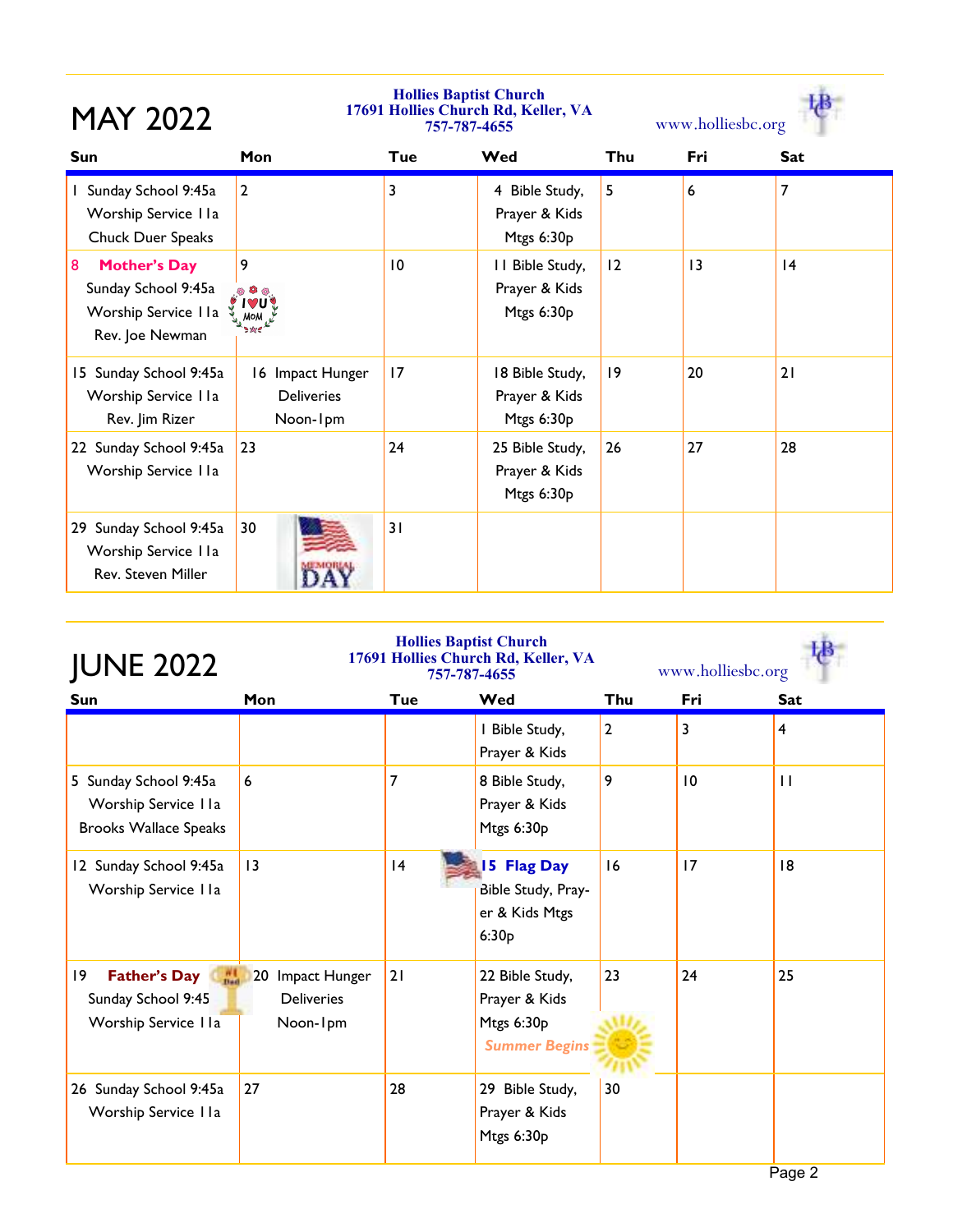# MAY 2022

**Hollies Baptist Church**
**17691 Hollies Church Rd, Keller, VA**
**757-787-4655**

www.holliesbc.org

| Sun | Mon | Tue | Wed | Thu | Fri | Sat |
|---|---|---|---|---|---|---|
| 1 Sunday School 9:45a Worship Service 11a Chuck Duer Speaks | 2 | 3 | 4 Bible Study, Prayer & Kids Mtgs 6:30p | 5 | 6 | 7 |
| 8 **Mother's Day** Sunday School 9:45a Worship Service 11a Rev. Joe Newman | 9 | 10 | 11 Bible Study, Prayer & Kids Mtgs 6:30p | 12 | 13 | 14 |
| 15 Sunday School 9:45a Worship Service 11a Rev. Jim Rizer | 16 Impact Hunger Deliveries Noon-1pm | 17 | 18 Bible Study, Prayer & Kids Mtgs 6:30p | 19 | 20 | 21 |
| 22 Sunday School 9:45a Worship Service 11a | 23 | 24 | 25 Bible Study, Prayer & Kids Mtgs 6:30p | 26 | 27 | 28 |
| 29 Sunday School 9:45a Worship Service 11a Rev. Steven Miller | 30 Memorial Day | 31 | | | | |

# JUNE 2022

**Hollies Baptist Church**
**17691 Hollies Church Rd, Keller, VA**
**757-787-4655**

www.holliesbc.org

| Sun | Mon | Tue | Wed | Thu | Fri | Sat |
|---|---|---|---|---|---|---|
| | | | 1 Bible Study, Prayer & Kids | 2 | 3 | 4 |
| 5 Sunday School 9:45a Worship Service 11a Brooks Wallace Speaks | 6 | 7 | 8 Bible Study, Prayer & Kids Mtgs 6:30p | 9 | 10 | 11 |
| 12 Sunday School 9:45a Worship Service 11a | 13 | 14 | 15 **Flag Day** Bible Study, Prayer & Kids Mtgs 6:30p | 16 | 17 | 18 |
| 19 **Father's Day** Sunday School 9:45 Worship Service 11a | 20 Impact Hunger Deliveries Noon-1pm | 21 | 22 Bible Study, Prayer & Kids Mtgs 6:30p *Summer Begins* | 23 | 24 | 25 |
| 26 Sunday School 9:45a Worship Service 11a | 27 | 28 | 29 Bible Study, Prayer & Kids Mtgs 6:30p | 30 | | |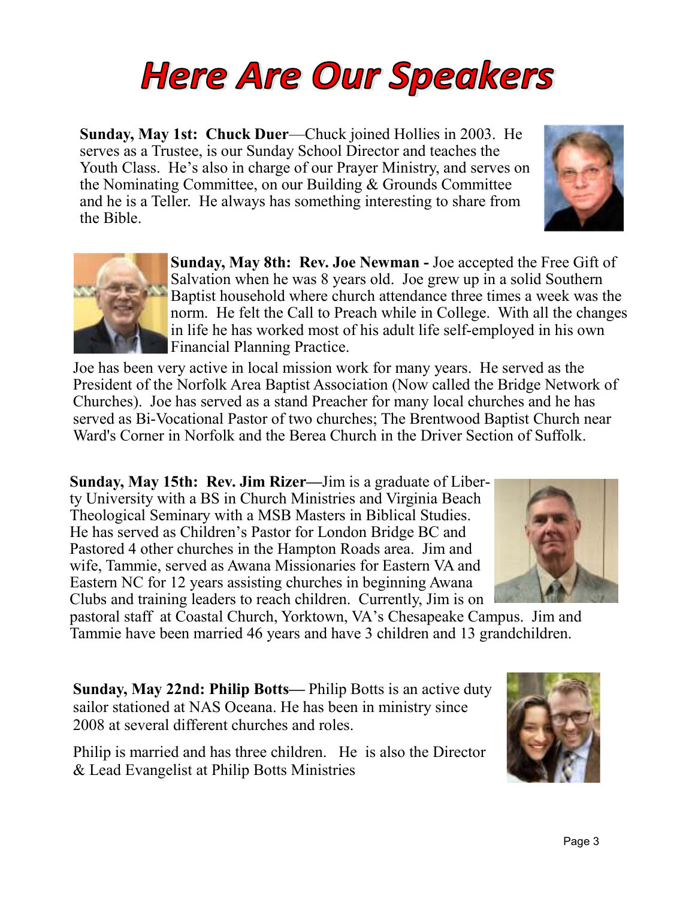# Here Are Our Speakers

**Sunday, May 1st: Chuck Duer**—Chuck joined Hollies in 2003. He serves as a Trustee, is our Sunday School Director and teaches the Youth Class. He's also in charge of our Prayer Ministry, and serves on the Nominating Committee, on our Building & Grounds Committee and he is a Teller. He always has something interesting to share from the Bible.

**Sunday, May 8th: Rev. Joe Newman -** Joe accepted the Free Gift of Salvation when he was 8 years old. Joe grew up in a solid Southern Baptist household where church attendance three times a week was the norm. He felt the Call to Preach while in College. With all the changes in life he has worked most of his adult life self-employed in his own Financial Planning Practice.

Joe has been very active in local mission work for many years. He served as the President of the Norfolk Area Baptist Association (Now called the Bridge Network of Churches). Joe has served as a stand Preacher for many local churches and he has served as Bi-Vocational Pastor of two churches; The Brentwood Baptist Church near Ward's Corner in Norfolk and the Berea Church in the Driver Section of Suffolk.

**Sunday, May 15th: Rev. Jim Rizer—**Jim is a graduate of Liberty University with a BS in Church Ministries and Virginia Beach Theological Seminary with a MSB Masters in Biblical Studies. He has served as Children's Pastor for London Bridge BC and Pastored 4 other churches in the Hampton Roads area. Jim and wife, Tammie, served as Awana Missionaries for Eastern VA and Eastern NC for 12 years assisting churches in beginning Awana Clubs and training leaders to reach children. Currently, Jim is on pastoral staff at Coastal Church, Yorktown, VA's Chesapeake Campus. Jim and Tammie have been married 46 years and have 3 children and 13 grandchildren.

**Sunday, May 22nd: Philip Botts—** Philip Botts is an active duty sailor stationed at NAS Oceana. He has been in ministry since 2008 at several different churches and roles.

Philip is married and has three children. He is also the Director & Lead Evangelist at Philip Botts Ministries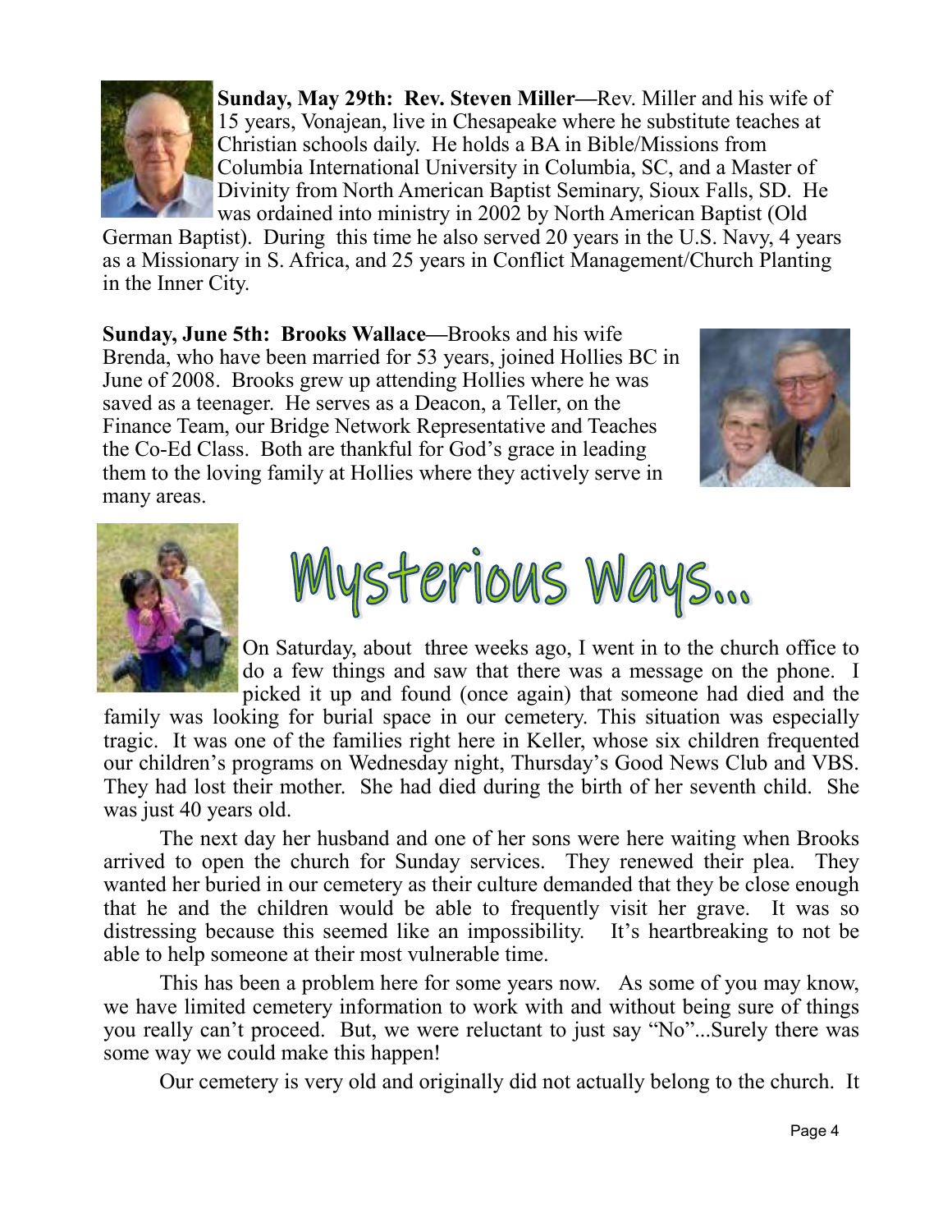**Sunday, May 29th: Rev. Steven Miller—**Rev. Miller and his wife of 15 years, Vonajean, live in Chesapeake where he substitute teaches at Christian schools daily. He holds a BA in Bible/Missions from Columbia International University in Columbia, SC, and a Master of Divinity from North American Baptist Seminary, Sioux Falls, SD. He was ordained into ministry in 2002 by North American Baptist (Old German Baptist). During this time he also served 20 years in the U.S. Navy, 4 years as a Missionary in S. Africa, and 25 years in Conflict Management/Church Planting in the Inner City.

**Sunday, June 5th: Brooks Wallace—**Brooks and his wife Brenda, who have been married for 53 years, joined Hollies BC in June of 2008. Brooks grew up attending Hollies where he was saved as a teenager. He serves as a Deacon, a Teller, on the Finance Team, our Bridge Network Representative and Teaches the Co-Ed Class. Both are thankful for God's grace in leading them to the loving family at Hollies where they actively serve in many areas.

# Mysterious Ways...

On Saturday, about three weeks ago, I went in to the church office to do a few things and saw that there was a message on the phone. I picked it up and found (once again) that someone had died and the family was looking for burial space in our cemetery. This situation was especially tragic. It was one of the families right here in Keller, whose six children frequented our children's programs on Wednesday night, Thursday's Good News Club and VBS. They had lost their mother. She had died during the birth of her seventh child. She was just 40 years old.

The next day her husband and one of her sons were here waiting when Brooks arrived to open the church for Sunday services. They renewed their plea. They wanted her buried in our cemetery as their culture demanded that they be close enough that he and the children would be able to frequently visit her grave. It was so distressing because this seemed like an impossibility. It's heartbreaking to not be able to help someone at their most vulnerable time.

This has been a problem here for some years now. As some of you may know, we have limited cemetery information to work with and without being sure of things you really can't proceed. But, we were reluctant to just say "No"...Surely there was some way we could make this happen!

Our cemetery is very old and originally did not actually belong to the church. It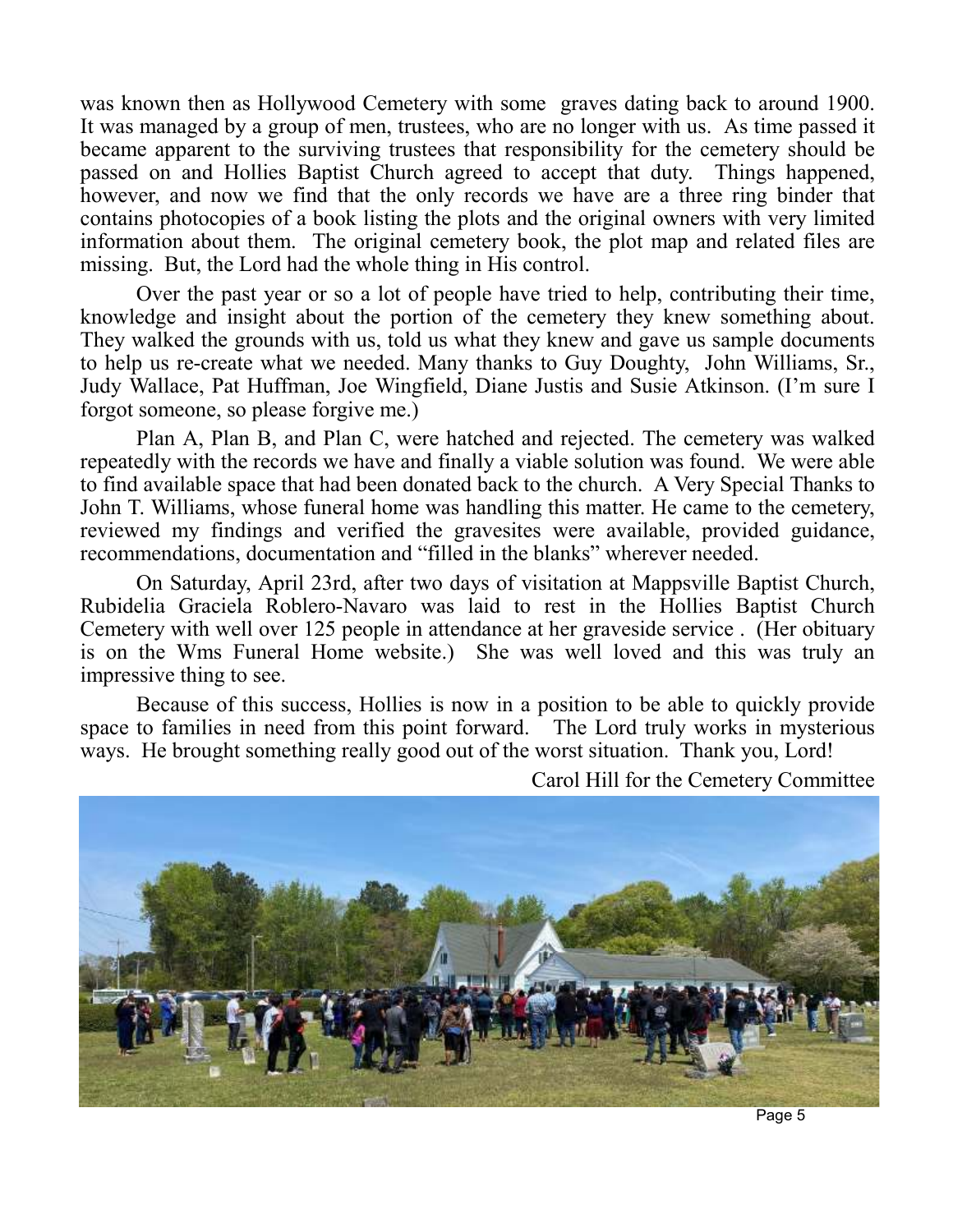was known then as Hollywood Cemetery with some graves dating back to around 1900. It was managed by a group of men, trustees, who are no longer with us. As time passed it became apparent to the surviving trustees that responsibility for the cemetery should be passed on and Hollies Baptist Church agreed to accept that duty. Things happened, however, and now we find that the only records we have are a three ring binder that contains photocopies of a book listing the plots and the original owners with very limited information about them. The original cemetery book, the plot map and related files are missing. But, the Lord had the whole thing in His control.

Over the past year or so a lot of people have tried to help, contributing their time, knowledge and insight about the portion of the cemetery they knew something about. They walked the grounds with us, told us what they knew and gave us sample documents to help us re-create what we needed. Many thanks to Guy Doughty, John Williams, Sr., Judy Wallace, Pat Huffman, Joe Wingfield, Diane Justis and Susie Atkinson. (I'm sure I forgot someone, so please forgive me.)

Plan A, Plan B, and Plan C, were hatched and rejected. The cemetery was walked repeatedly with the records we have and finally a viable solution was found. We were able to find available space that had been donated back to the church. A Very Special Thanks to John T. Williams, whose funeral home was handling this matter. He came to the cemetery, reviewed my findings and verified the gravesites were available, provided guidance, recommendations, documentation and "filled in the blanks" wherever needed.

On Saturday, April 23rd, after two days of visitation at Mappsville Baptist Church, Rubidelia Graciela Roblero-Navaro was laid to rest in the Hollies Baptist Church Cemetery with well over 125 people in attendance at her graveside service . (Her obituary is on the Wms Funeral Home website.) She was well loved and this was truly an impressive thing to see.

Because of this success, Hollies is now in a position to be able to quickly provide space to families in need from this point forward. The Lord truly works in mysterious ways. He brought something really good out of the worst situation. Thank you, Lord!

Carol Hill for the Cemetery Committee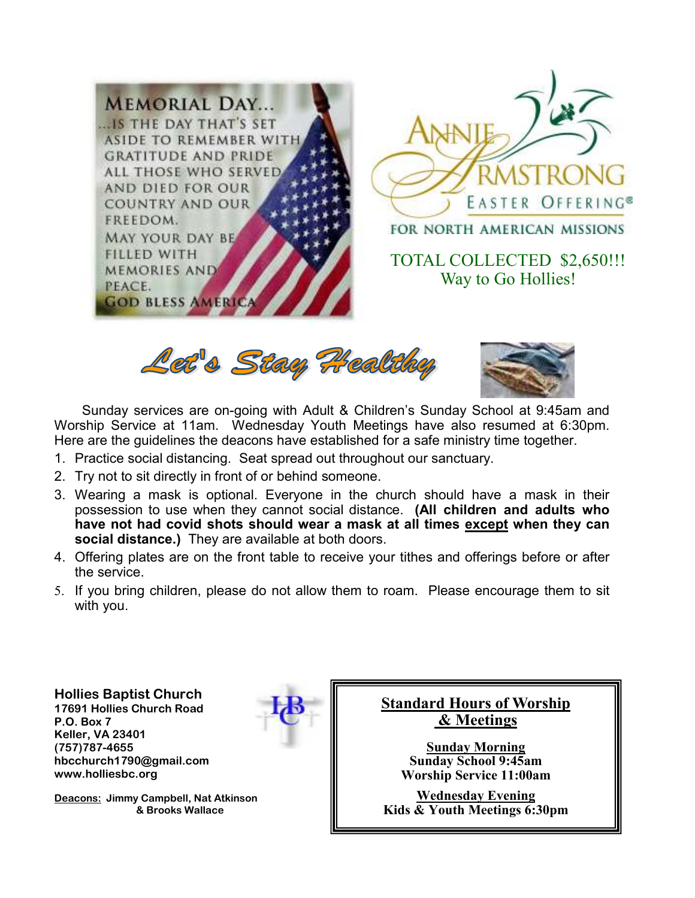MEMORIAL DAY...

...IS THE DAY THAT'S SET ASIDE TO REMEMBER WITH GRATITUDE AND PRIDE ALL THOSE WHO SERVED AND DIED FOR OUR COUNTRY AND OUR FREEDOM.

MAY YOUR DAY BE FILLED WITH MEMORIES AND PEACE.

GOD BLESS AMERICA

ANNIE ARMSTRONG EASTER OFFERING®

FOR NORTH AMERICAN MISSIONS

TOTAL COLLECTED $2,650!!!
Way to Go Hollies!

# Let's Stay Healthy

Sunday services are on-going with Adult & Children's Sunday School at 9:45am and Worship Service at 11am. Wednesday Youth Meetings have also resumed at 6:30pm. Here are the guidelines the deacons have established for a safe ministry time together.

1. Practice social distancing. Seat spread out throughout our sanctuary.
2. Try not to sit directly in front of or behind someone.
3. Wearing a mask is optional. Everyone in the church should have a mask in their possession to use when they cannot social distance. **(All children and adults who have not had covid shots should wear a mask at all times <u>except</u> when they can social distance.)** They are available at both doors.
4. Offering plates are on the front table to receive your tithes and offerings before or after the service.
5. If you bring children, please do not allow them to roam. Please encourage them to sit with you.

**Hollies Baptist Church**
**17691 Hollies Church Road**
**P.O. Box 7**
**Keller, VA 23401**
**(757)787-4655**
**hbcchurch1790@gmail.com**
**www.holliesbc.org**

**<u>Deacons:</u> Jimmy Campbell, Nat Atkinson & Brooks Wallace**

**<u>Standard Hours of Worship & Meetings</u>**

**<u>Sunday Morning</u>**
**Sunday School 9:45am**
**Worship Service 11:00am**

**<u>Wednesday Evening</u>**
**Kids & Youth Meetings 6:30pm**